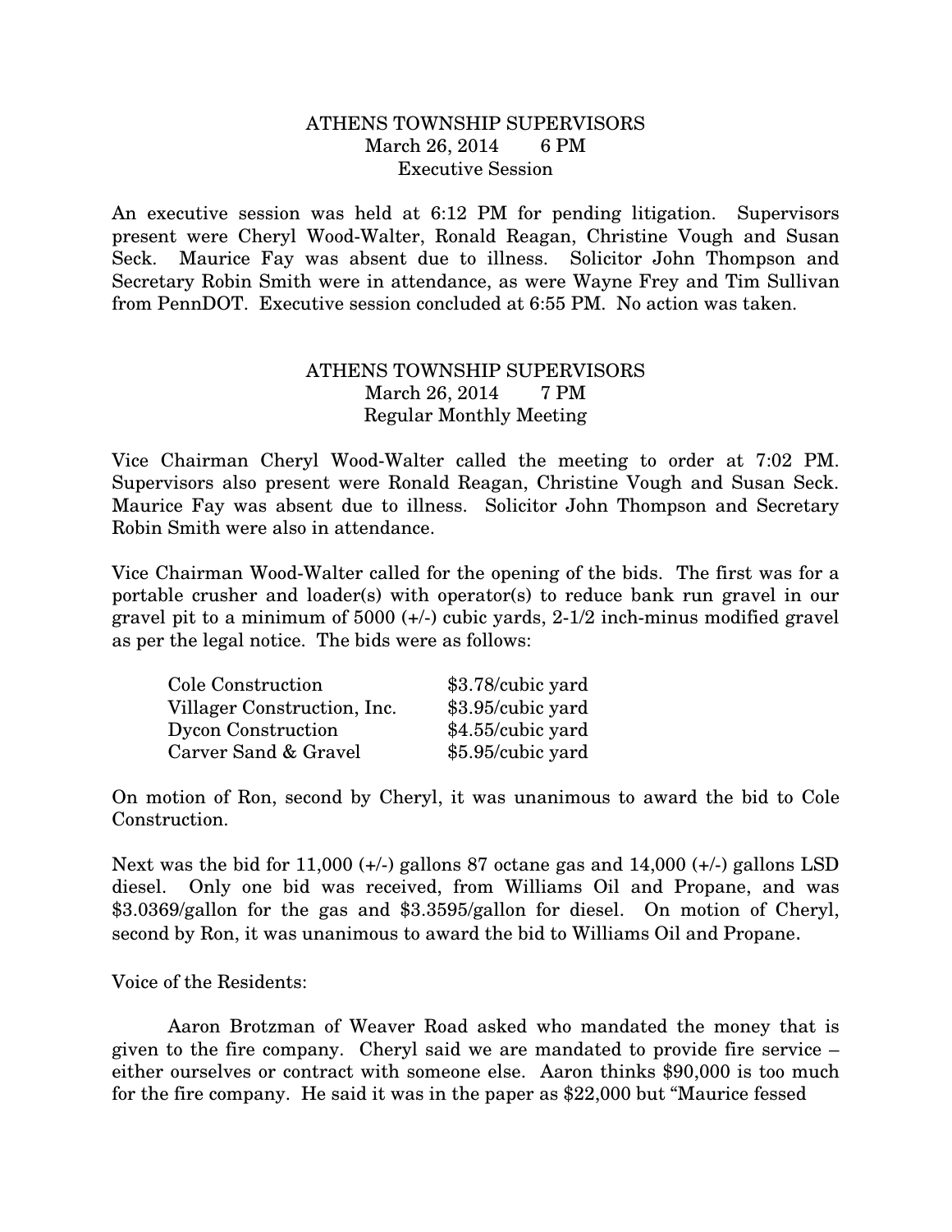## ATHENS TOWNSHIP SUPERVISORS
March 26, 2014 6 PM
Executive Session

An executive session was held at 6:12 PM for pending litigation. Supervisors present were Cheryl Wood-Walter, Ronald Reagan, Christine Vough and Susan Seck. Maurice Fay was absent due to illness. Solicitor John Thompson and Secretary Robin Smith were in attendance, as were Wayne Frey and Tim Sullivan from PennDOT. Executive session concluded at 6:55 PM. No action was taken.

## ATHENS TOWNSHIP SUPERVISORS
March 26, 2014 7 PM
Regular Monthly Meeting

Vice Chairman Cheryl Wood-Walter called the meeting to order at 7:02 PM. Supervisors also present were Ronald Reagan, Christine Vough and Susan Seck. Maurice Fay was absent due to illness. Solicitor John Thompson and Secretary Robin Smith were also in attendance.

Vice Chairman Wood-Walter called for the opening of the bids. The first was for a portable crusher and loader(s) with operator(s) to reduce bank run gravel in our gravel pit to a minimum of 5000 (+/-) cubic yards, 2-1/2 inch-minus modified gravel as per the legal notice. The bids were as follows:

| | |
|---|---|
| Cole Construction | $3.78/cubic yard |
| Villager Construction, Inc. | $3.95/cubic yard |
| Dycon Construction | $4.55/cubic yard |
| Carver Sand & Gravel | $5.95/cubic yard |

On motion of Ron, second by Cheryl, it was unanimous to award the bid to Cole Construction.

Next was the bid for 11,000 (+/-) gallons 87 octane gas and 14,000 (+/-) gallons LSD diesel. Only one bid was received, from Williams Oil and Propane, and was $3.0369/gallon for the gas and $3.3595/gallon for diesel. On motion of Cheryl, second by Ron, it was unanimous to award the bid to Williams Oil and Propane.

Voice of the Residents:

Aaron Brotzman of Weaver Road asked who mandated the money that is given to the fire company. Cheryl said we are mandated to provide fire service – either ourselves or contract with someone else. Aaron thinks $90,000 is too much for the fire company. He said it was in the paper as $22,000 but "Maurice fessed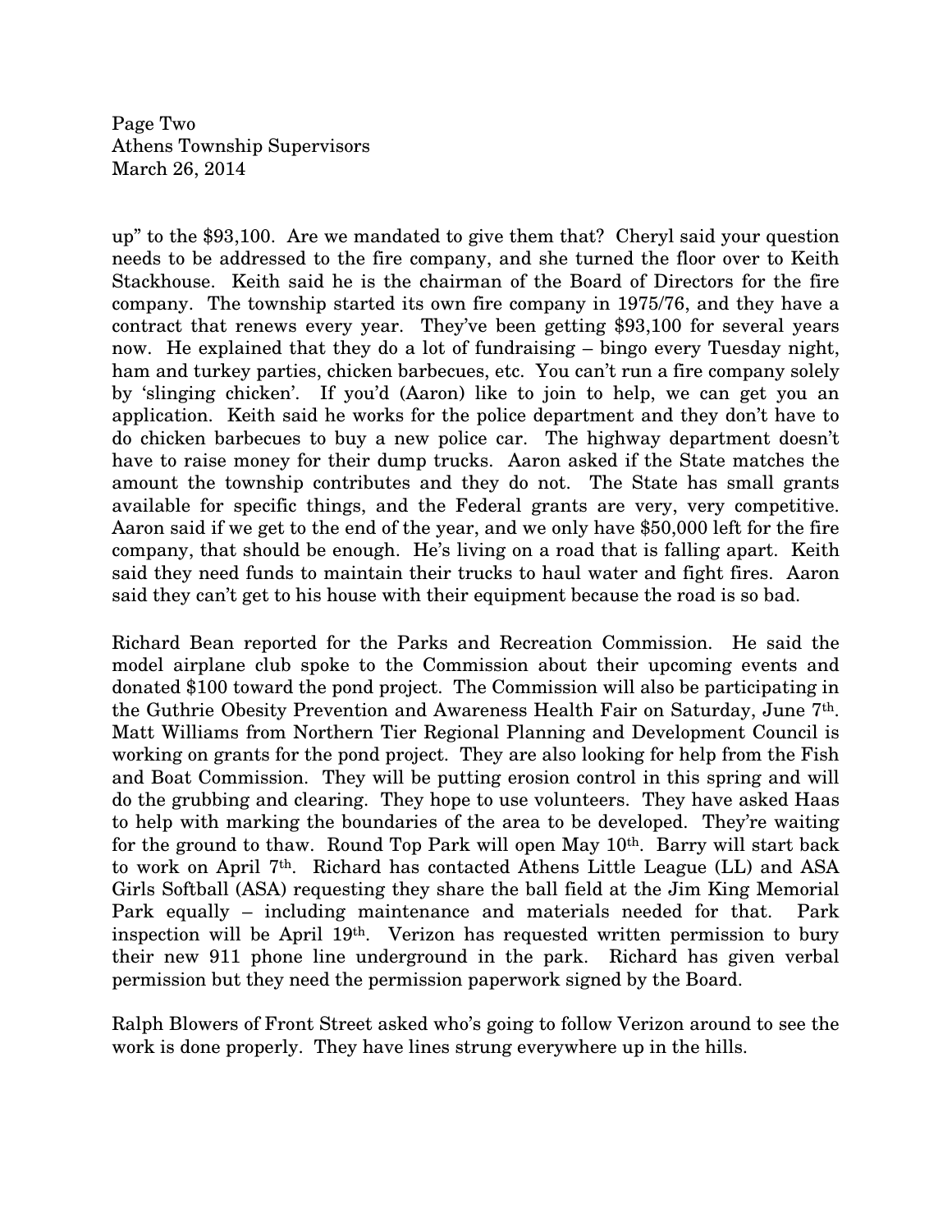up" to the $93,100. Are we mandated to give them that? Cheryl said your question needs to be addressed to the fire company, and she turned the floor over to Keith Stackhouse. Keith said he is the chairman of the Board of Directors for the fire company. The township started its own fire company in 1975/76, and they have a contract that renews every year. They've been getting $93,100 for several years now. He explained that they do a lot of fundraising – bingo every Tuesday night, ham and turkey parties, chicken barbecues, etc. You can't run a fire company solely by 'slinging chicken'. If you'd (Aaron) like to join to help, we can get you an application. Keith said he works for the police department and they don't have to do chicken barbecues to buy a new police car. The highway department doesn't have to raise money for their dump trucks. Aaron asked if the State matches the amount the township contributes and they do not. The State has small grants available for specific things, and the Federal grants are very, very competitive. Aaron said if we get to the end of the year, and we only have $50,000 left for the fire company, that should be enough. He's living on a road that is falling apart. Keith said they need funds to maintain their trucks to haul water and fight fires. Aaron said they can't get to his house with their equipment because the road is so bad.

Richard Bean reported for the Parks and Recreation Commission. He said the model airplane club spoke to the Commission about their upcoming events and donated $100 toward the pond project. The Commission will also be participating in the Guthrie Obesity Prevention and Awareness Health Fair on Saturday, June 7th. Matt Williams from Northern Tier Regional Planning and Development Council is working on grants for the pond project. They are also looking for help from the Fish and Boat Commission. They will be putting erosion control in this spring and will do the grubbing and clearing. They hope to use volunteers. They have asked Haas to help with marking the boundaries of the area to be developed. They're waiting for the ground to thaw. Round Top Park will open May 10th. Barry will start back to work on April 7th. Richard has contacted Athens Little League (LL) and ASA Girls Softball (ASA) requesting they share the ball field at the Jim King Memorial Park equally – including maintenance and materials needed for that. Park inspection will be April 19th. Verizon has requested written permission to bury their new 911 phone line underground in the park. Richard has given verbal permission but they need the permission paperwork signed by the Board.

Ralph Blowers of Front Street asked who's going to follow Verizon around to see the work is done properly. They have lines strung everywhere up in the hills.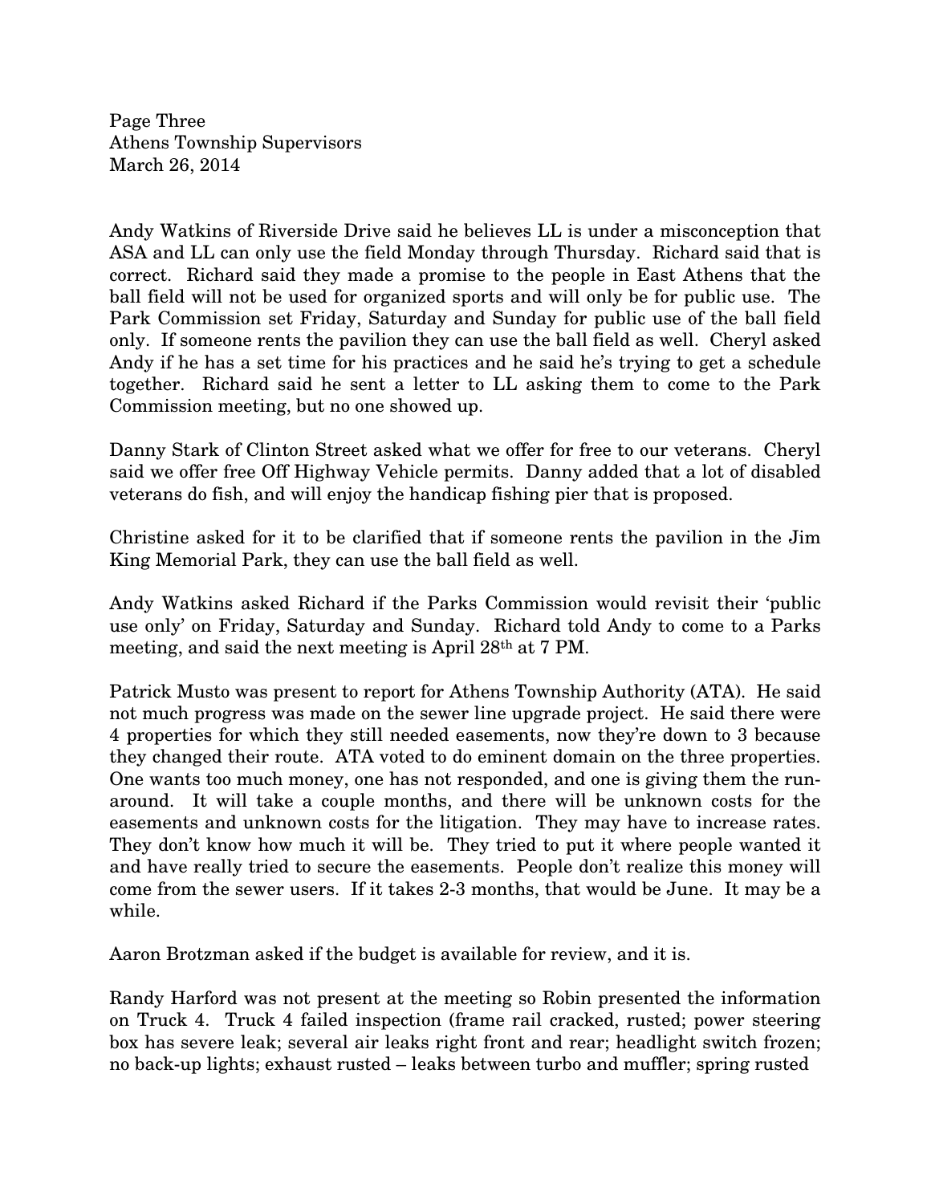Andy Watkins of Riverside Drive said he believes LL is under a misconception that ASA and LL can only use the field Monday through Thursday. Richard said that is correct. Richard said they made a promise to the people in East Athens that the ball field will not be used for organized sports and will only be for public use. The Park Commission set Friday, Saturday and Sunday for public use of the ball field only. If someone rents the pavilion they can use the ball field as well. Cheryl asked Andy if he has a set time for his practices and he said he's trying to get a schedule together. Richard said he sent a letter to LL asking them to come to the Park Commission meeting, but no one showed up.

Danny Stark of Clinton Street asked what we offer for free to our veterans. Cheryl said we offer free Off Highway Vehicle permits. Danny added that a lot of disabled veterans do fish, and will enjoy the handicap fishing pier that is proposed.

Christine asked for it to be clarified that if someone rents the pavilion in the Jim King Memorial Park, they can use the ball field as well.

Andy Watkins asked Richard if the Parks Commission would revisit their 'public use only' on Friday, Saturday and Sunday. Richard told Andy to come to a Parks meeting, and said the next meeting is April 28th at 7 PM.

Patrick Musto was present to report for Athens Township Authority (ATA). He said not much progress was made on the sewer line upgrade project. He said there were 4 properties for which they still needed easements, now they're down to 3 because they changed their route. ATA voted to do eminent domain on the three properties. One wants too much money, one has not responded, and one is giving them the run-around. It will take a couple months, and there will be unknown costs for the easements and unknown costs for the litigation. They may have to increase rates. They don't know how much it will be. They tried to put it where people wanted it and have really tried to secure the easements. People don't realize this money will come from the sewer users. If it takes 2-3 months, that would be June. It may be a while.

Aaron Brotzman asked if the budget is available for review, and it is.

Randy Harford was not present at the meeting so Robin presented the information on Truck 4. Truck 4 failed inspection (frame rail cracked, rusted; power steering box has severe leak; several air leaks right front and rear; headlight switch frozen; no back-up lights; exhaust rusted – leaks between turbo and muffler; spring rusted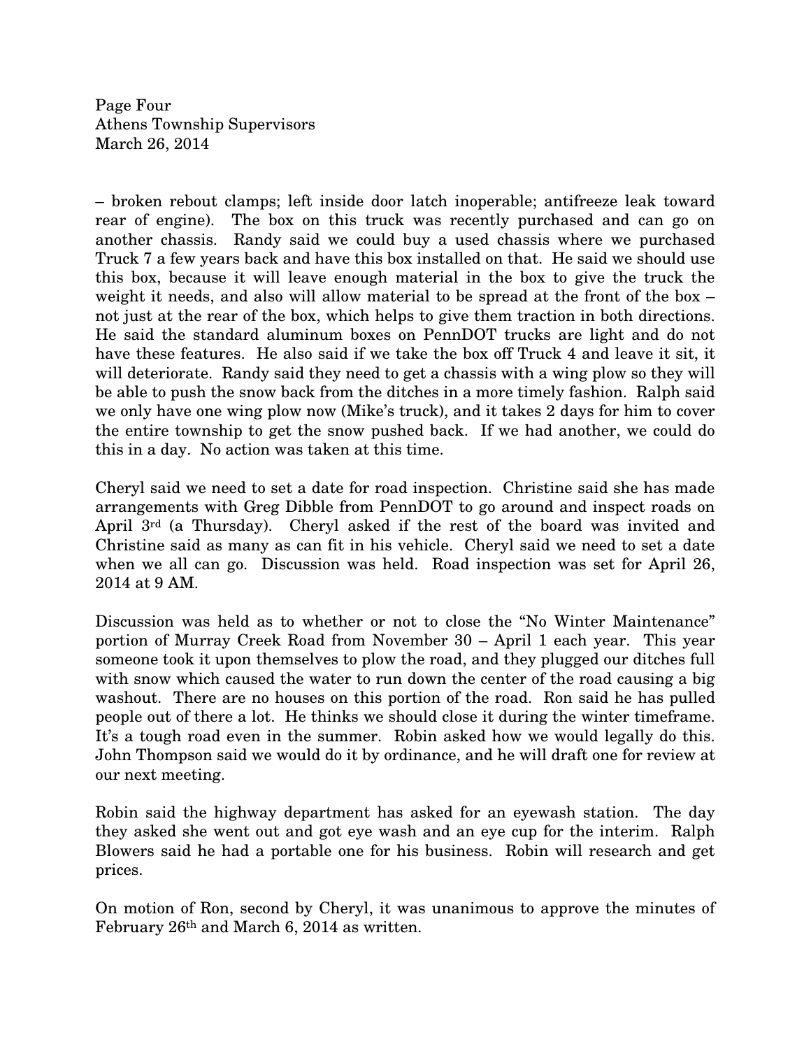– broken rebout clamps; left inside door latch inoperable; antifreeze leak toward rear of engine). The box on this truck was recently purchased and can go on another chassis. Randy said we could buy a used chassis where we purchased Truck 7 a few years back and have this box installed on that. He said we should use this box, because it will leave enough material in the box to give the truck the weight it needs, and also will allow material to be spread at the front of the box – not just at the rear of the box, which helps to give them traction in both directions. He said the standard aluminum boxes on PennDOT trucks are light and do not have these features. He also said if we take the box off Truck 4 and leave it sit, it will deteriorate. Randy said they need to get a chassis with a wing plow so they will be able to push the snow back from the ditches in a more timely fashion. Ralph said we only have one wing plow now (Mike's truck), and it takes 2 days for him to cover the entire township to get the snow pushed back. If we had another, we could do this in a day. No action was taken at this time.

Cheryl said we need to set a date for road inspection. Christine said she has made arrangements with Greg Dibble from PennDOT to go around and inspect roads on April 3rd (a Thursday). Cheryl asked if the rest of the board was invited and Christine said as many as can fit in his vehicle. Cheryl said we need to set a date when we all can go. Discussion was held. Road inspection was set for April 26, 2014 at 9 AM.

Discussion was held as to whether or not to close the "No Winter Maintenance" portion of Murray Creek Road from November 30 – April 1 each year. This year someone took it upon themselves to plow the road, and they plugged our ditches full with snow which caused the water to run down the center of the road causing a big washout. There are no houses on this portion of the road. Ron said he has pulled people out of there a lot. He thinks we should close it during the winter timeframe. It's a tough road even in the summer. Robin asked how we would legally do this. John Thompson said we would do it by ordinance, and he will draft one for review at our next meeting.

Robin said the highway department has asked for an eyewash station. The day they asked she went out and got eye wash and an eye cup for the interim. Ralph Blowers said he had a portable one for his business. Robin will research and get prices.

On motion of Ron, second by Cheryl, it was unanimous to approve the minutes of February 26th and March 6, 2014 as written.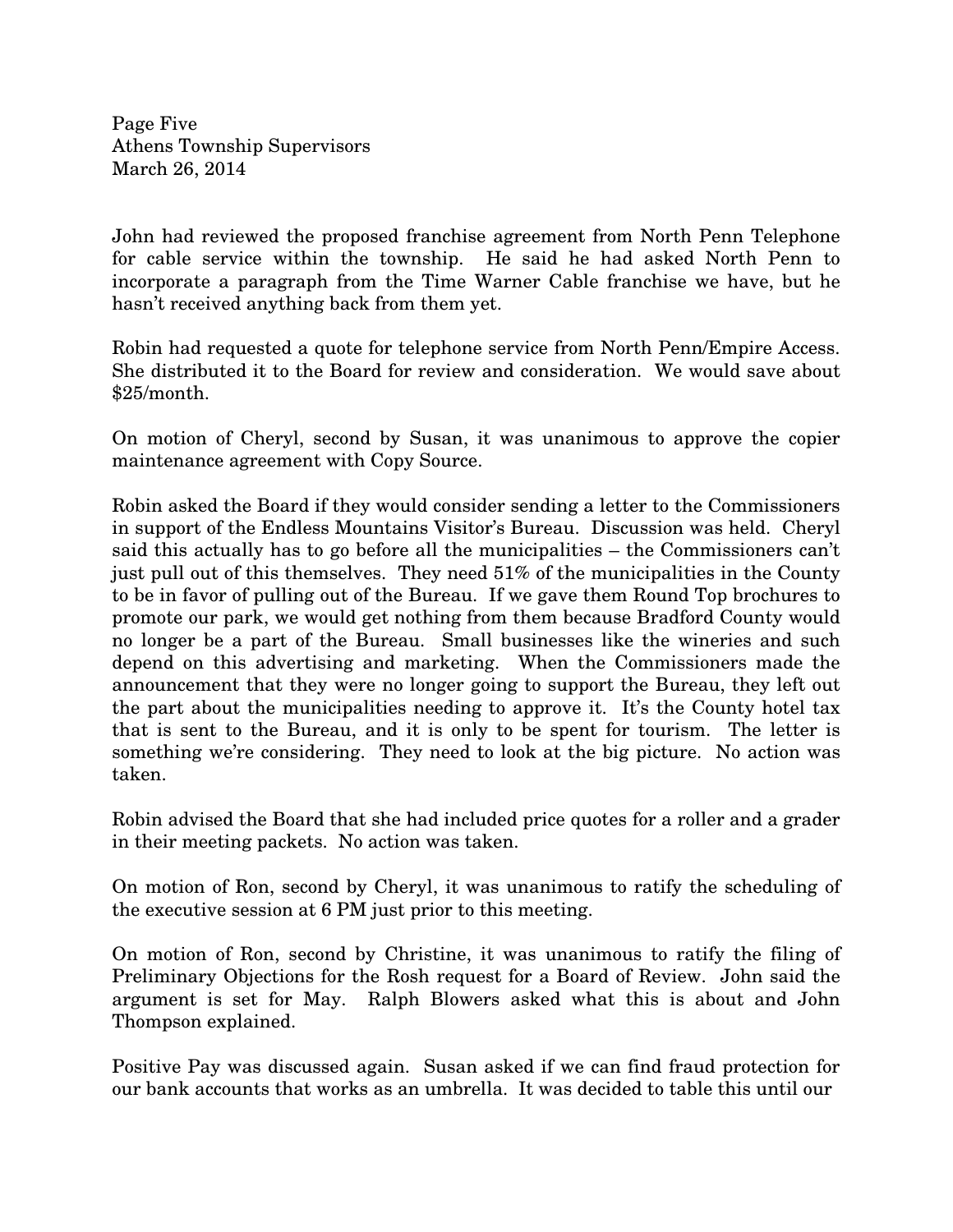John had reviewed the proposed franchise agreement from North Penn Telephone for cable service within the township. He said he had asked North Penn to incorporate a paragraph from the Time Warner Cable franchise we have, but he hasn't received anything back from them yet.

Robin had requested a quote for telephone service from North Penn/Empire Access. She distributed it to the Board for review and consideration. We would save about $25/month.

On motion of Cheryl, second by Susan, it was unanimous to approve the copier maintenance agreement with Copy Source.

Robin asked the Board if they would consider sending a letter to the Commissioners in support of the Endless Mountains Visitor's Bureau. Discussion was held. Cheryl said this actually has to go before all the municipalities – the Commissioners can't just pull out of this themselves. They need 51% of the municipalities in the County to be in favor of pulling out of the Bureau. If we gave them Round Top brochures to promote our park, we would get nothing from them because Bradford County would no longer be a part of the Bureau. Small businesses like the wineries and such depend on this advertising and marketing. When the Commissioners made the announcement that they were no longer going to support the Bureau, they left out the part about the municipalities needing to approve it. It's the County hotel tax that is sent to the Bureau, and it is only to be spent for tourism. The letter is something we're considering. They need to look at the big picture. No action was taken.

Robin advised the Board that she had included price quotes for a roller and a grader in their meeting packets. No action was taken.

On motion of Ron, second by Cheryl, it was unanimous to ratify the scheduling of the executive session at 6 PM just prior to this meeting.

On motion of Ron, second by Christine, it was unanimous to ratify the filing of Preliminary Objections for the Rosh request for a Board of Review. John said the argument is set for May. Ralph Blowers asked what this is about and John Thompson explained.

Positive Pay was discussed again. Susan asked if we can find fraud protection for our bank accounts that works as an umbrella. It was decided to table this until our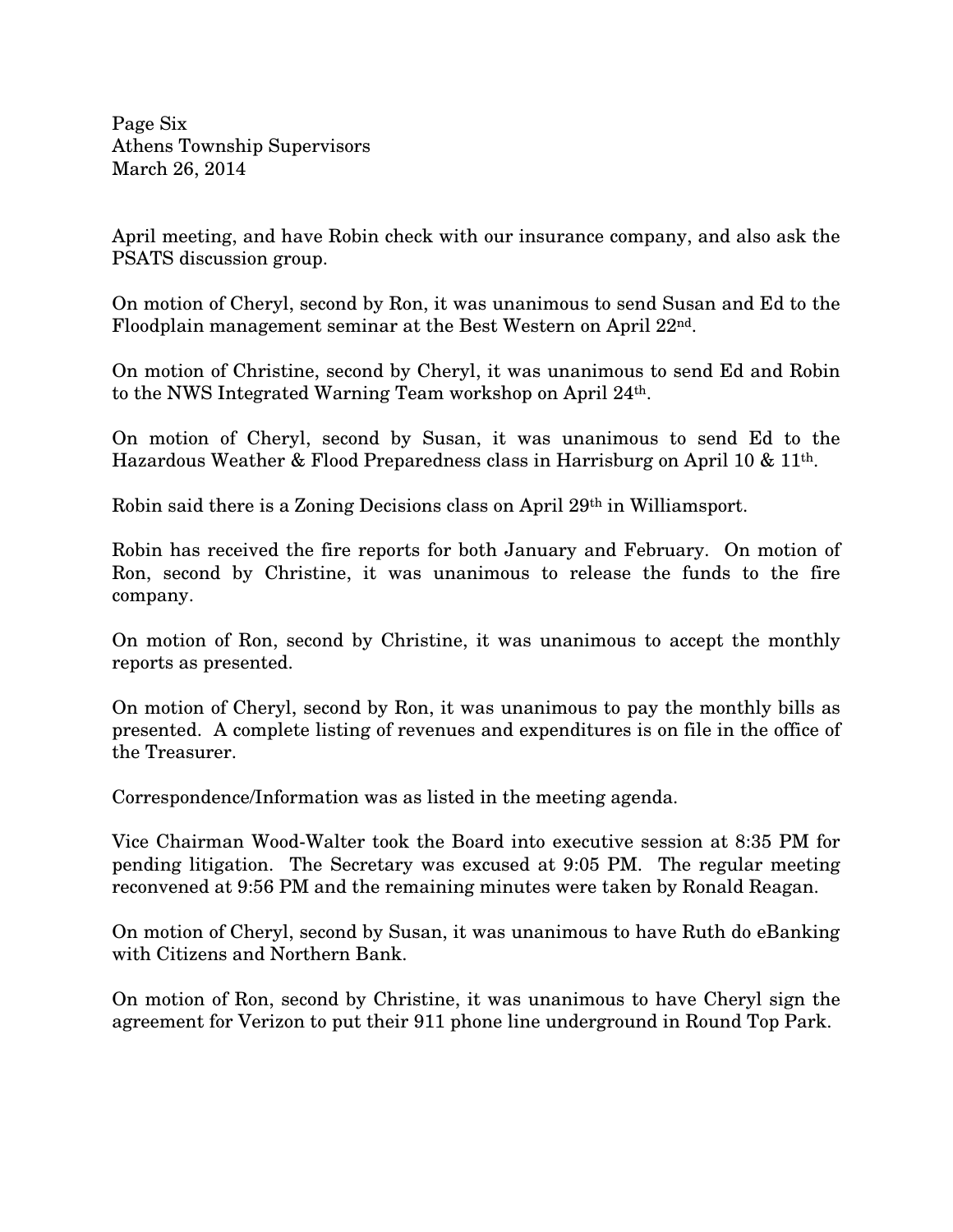April meeting, and have Robin check with our insurance company, and also ask the PSATS discussion group.

On motion of Cheryl, second by Ron, it was unanimous to send Susan and Ed to the Floodplain management seminar at the Best Western on April 22nd.

On motion of Christine, second by Cheryl, it was unanimous to send Ed and Robin to the NWS Integrated Warning Team workshop on April 24th.

On motion of Cheryl, second by Susan, it was unanimous to send Ed to the Hazardous Weather & Flood Preparedness class in Harrisburg on April 10 & 11th.

Robin said there is a Zoning Decisions class on April 29th in Williamsport.

Robin has received the fire reports for both January and February. On motion of Ron, second by Christine, it was unanimous to release the funds to the fire company.

On motion of Ron, second by Christine, it was unanimous to accept the monthly reports as presented.

On motion of Cheryl, second by Ron, it was unanimous to pay the monthly bills as presented. A complete listing of revenues and expenditures is on file in the office of the Treasurer.

Correspondence/Information was as listed in the meeting agenda.

Vice Chairman Wood-Walter took the Board into executive session at 8:35 PM for pending litigation. The Secretary was excused at 9:05 PM. The regular meeting reconvened at 9:56 PM and the remaining minutes were taken by Ronald Reagan.

On motion of Cheryl, second by Susan, it was unanimous to have Ruth do eBanking with Citizens and Northern Bank.

On motion of Ron, second by Christine, it was unanimous to have Cheryl sign the agreement for Verizon to put their 911 phone line underground in Round Top Park.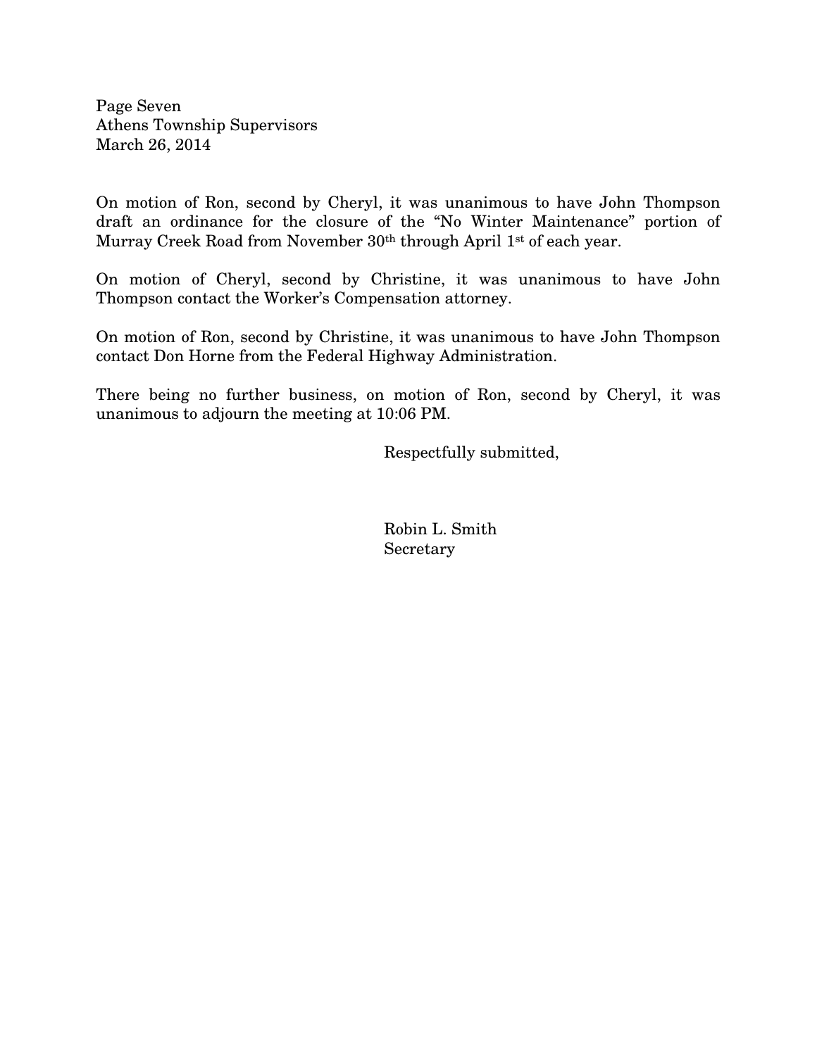On motion of Ron, second by Cheryl, it was unanimous to have John Thompson draft an ordinance for the closure of the "No Winter Maintenance" portion of Murray Creek Road from November 30th through April 1st of each year.

On motion of Cheryl, second by Christine, it was unanimous to have John Thompson contact the Worker's Compensation attorney.

On motion of Ron, second by Christine, it was unanimous to have John Thompson contact Don Horne from the Federal Highway Administration.

There being no further business, on motion of Ron, second by Cheryl, it was unanimous to adjourn the meeting at 10:06 PM.

Respectfully submitted,

Robin L. Smith
Secretary